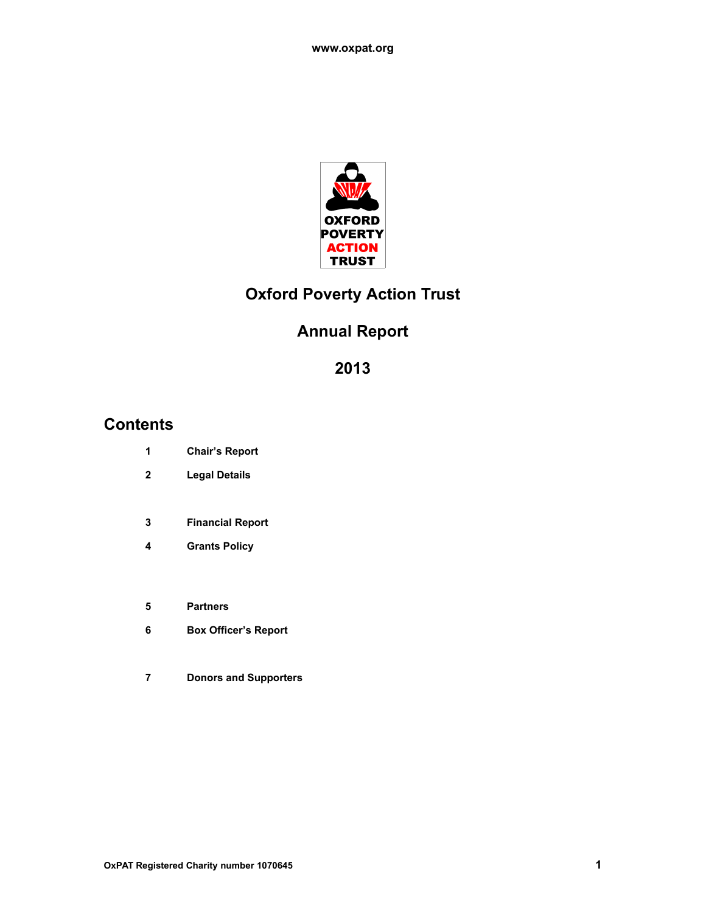www.oxpat.org

# Oxford Poverty Action Trust

## Annual Report

## 2013

## Contents

| | |
|---|---|
| 1 | Chair's Report |
| 2 | Legal Details |
| 3 | Financial Report |
| 4 | Grants Policy |
| 5 | Partners |
| 6 | Box Officer's Report |
| 7 | Donors and Supporters |

OxPAT Registered Charity number 1070645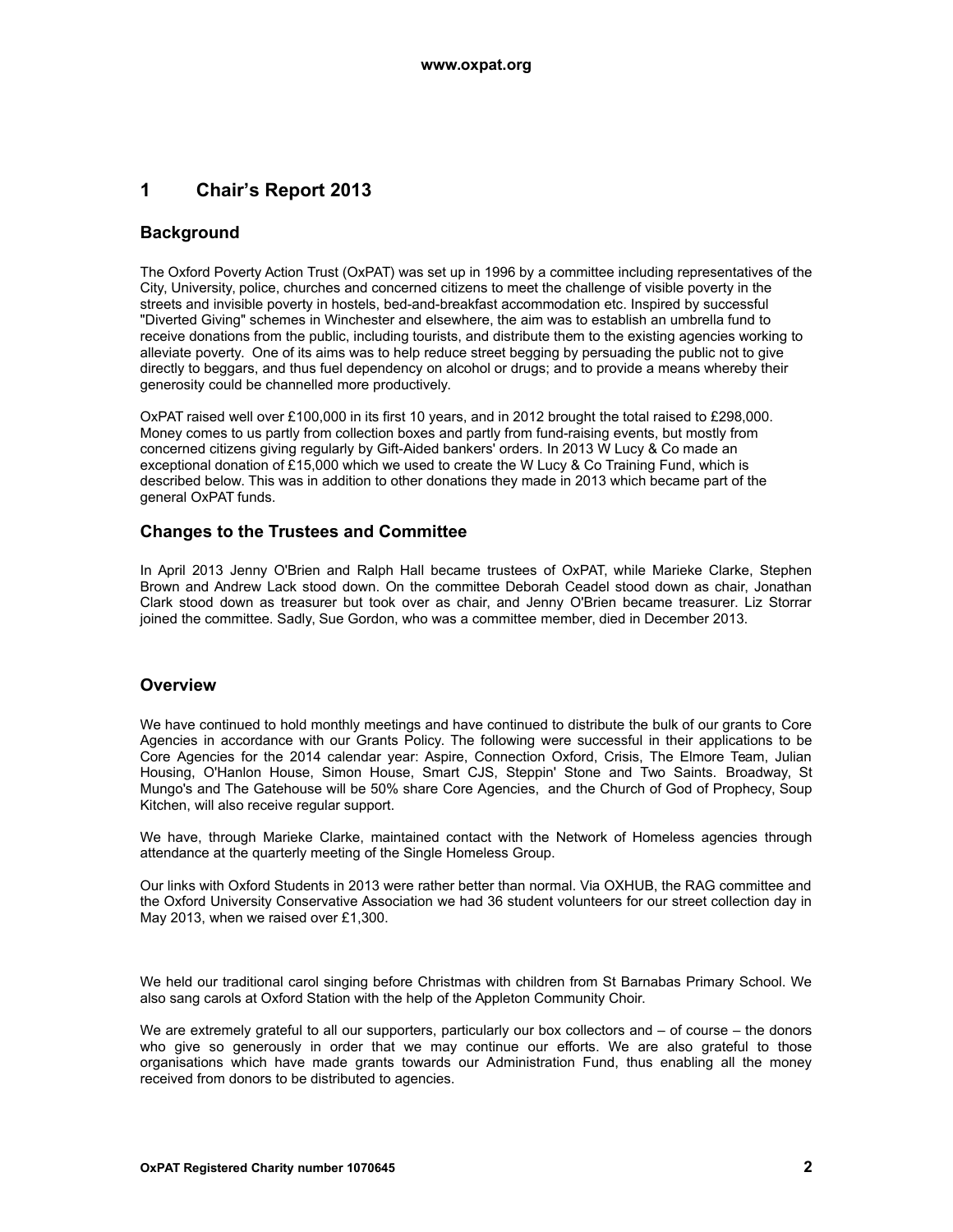# 1 Chair's Report 2013

## Background

The Oxford Poverty Action Trust (OxPAT) was set up in 1996 by a committee including representatives of the City, University, police, churches and concerned citizens to meet the challenge of visible poverty in the streets and invisible poverty in hostels, bed-and-breakfast accommodation etc. Inspired by successful "Diverted Giving" schemes in Winchester and elsewhere, the aim was to establish an umbrella fund to receive donations from the public, including tourists, and distribute them to the existing agencies working to alleviate poverty. One of its aims was to help reduce street begging by persuading the public not to give directly to beggars, and thus fuel dependency on alcohol or drugs; and to provide a means whereby their generosity could be channelled more productively.

OxPAT raised well over £100,000 in its first 10 years, and in 2012 brought the total raised to £298,000. Money comes to us partly from collection boxes and partly from fund-raising events, but mostly from concerned citizens giving regularly by Gift-Aided bankers' orders. In 2013 W Lucy & Co made an exceptional donation of £15,000 which we used to create the W Lucy & Co Training Fund, which is described below. This was in addition to other donations they made in 2013 which became part of the general OxPAT funds.

## Changes to the Trustees and Committee

In April 2013 Jenny O'Brien and Ralph Hall became trustees of OxPAT, while Marieke Clarke, Stephen Brown and Andrew Lack stood down. On the committee Deborah Ceadel stood down as chair, Jonathan Clark stood down as treasurer but took over as chair, and Jenny O'Brien became treasurer. Liz Storrar joined the committee. Sadly, Sue Gordon, who was a committee member, died in December 2013.

## Overview

We have continued to hold monthly meetings and have continued to distribute the bulk of our grants to Core Agencies in accordance with our Grants Policy. The following were successful in their applications to be Core Agencies for the 2014 calendar year: Aspire, Connection Oxford, Crisis, The Elmore Team, Julian Housing, O'Hanlon House, Simon House, Smart CJS, Steppin' Stone and Two Saints. Broadway, St Mungo's and The Gatehouse will be 50% share Core Agencies, and the Church of God of Prophecy, Soup Kitchen, will also receive regular support.

We have, through Marieke Clarke, maintained contact with the Network of Homeless agencies through attendance at the quarterly meeting of the Single Homeless Group.

Our links with Oxford Students in 2013 were rather better than normal. Via OXHUB, the RAG committee and the Oxford University Conservative Association we had 36 student volunteers for our street collection day in May 2013, when we raised over £1,300.

We held our traditional carol singing before Christmas with children from St Barnabas Primary School. We also sang carols at Oxford Station with the help of the Appleton Community Choir.

We are extremely grateful to all our supporters, particularly our box collectors and – of course – the donors who give so generously in order that we may continue our efforts. We are also grateful to those organisations which have made grants towards our Administration Fund, thus enabling all the money received from donors to be distributed to agencies.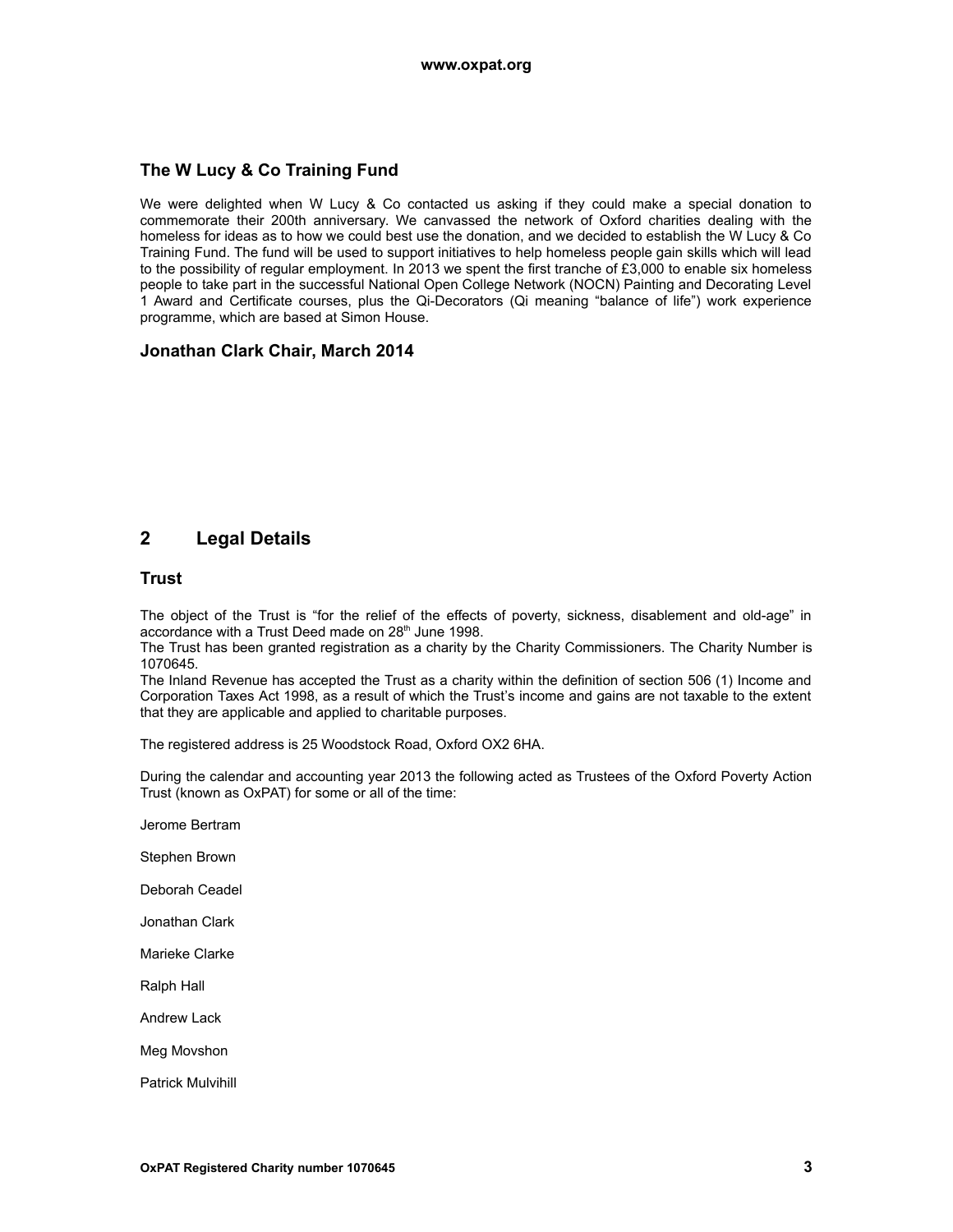### The W Lucy & Co Training Fund

We were delighted when W Lucy & Co contacted us asking if they could make a special donation to commemorate their 200th anniversary. We canvassed the network of Oxford charities dealing with the homeless for ideas as to how we could best use the donation, and we decided to establish the W Lucy & Co Training Fund. The fund will be used to support initiatives to help homeless people gain skills which will lead to the possibility of regular employment. In 2013 we spent the first tranche of £3,000 to enable six homeless people to take part in the successful National Open College Network (NOCN) Painting and Decorating Level 1 Award and Certificate courses, plus the Qi-Decorators (Qi meaning "balance of life") work experience programme, which are based at Simon House.

**Jonathan Clark Chair, March 2014**

## 2 Legal Details

### Trust

The object of the Trust is "for the relief of the effects of poverty, sickness, disablement and old-age" in accordance with a Trust Deed made on 28th June 1998.
The Trust has been granted registration as a charity by the Charity Commissioners. The Charity Number is 1070645.
The Inland Revenue has accepted the Trust as a charity within the definition of section 506 (1) Income and Corporation Taxes Act 1998, as a result of which the Trust's income and gains are not taxable to the extent that they are applicable and applied to charitable purposes.

The registered address is 25 Woodstock Road, Oxford OX2 6HA.

During the calendar and accounting year 2013 the following acted as Trustees of the Oxford Poverty Action Trust (known as OxPAT) for some or all of the time:

Jerome Bertram

Stephen Brown

Deborah Ceadel

Jonathan Clark

Marieke Clarke

Ralph Hall

Andrew Lack

Meg Movshon

Patrick Mulvihill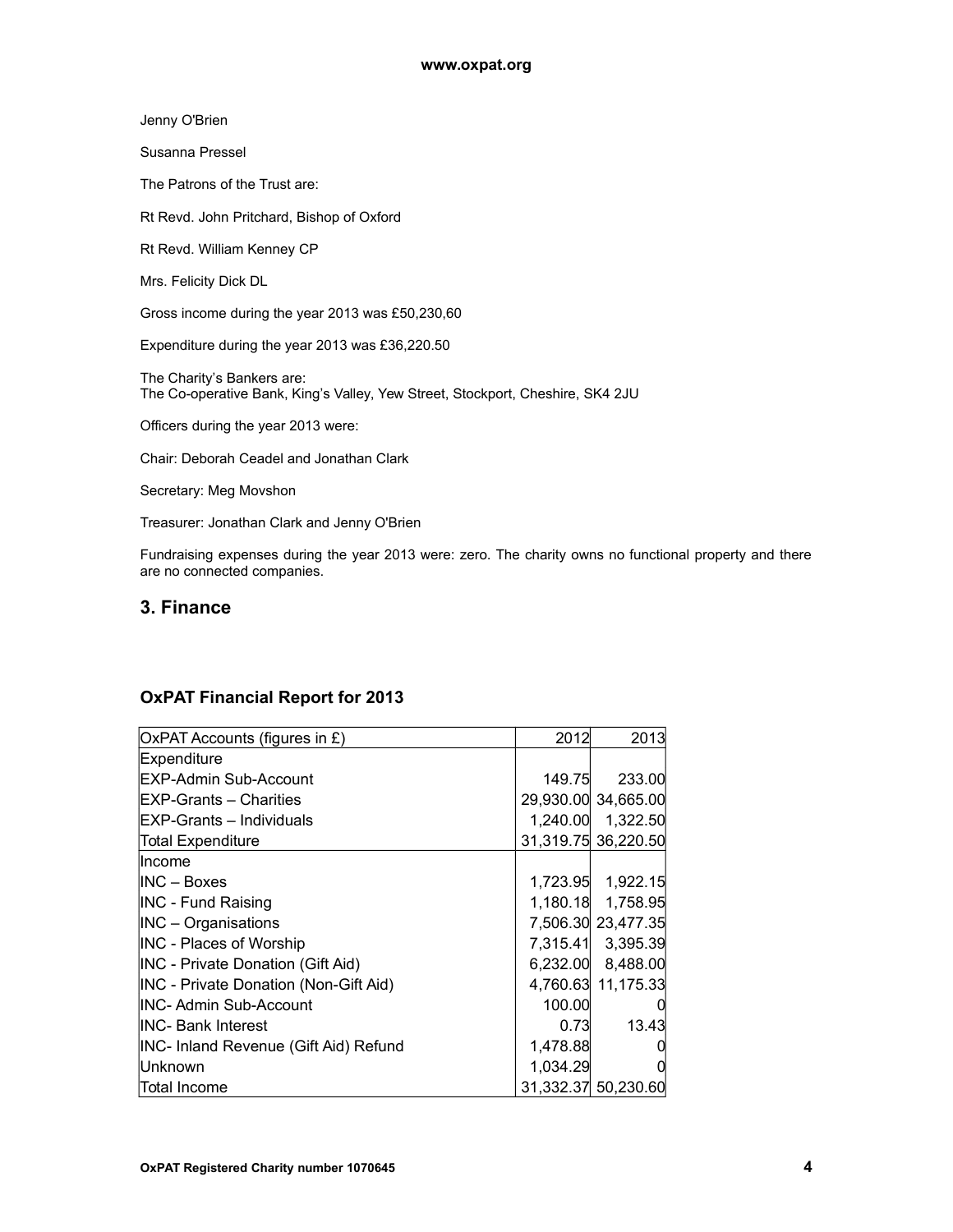Jenny O'Brien

Susanna Pressel

The Patrons of the Trust are:

Rt Revd. John Pritchard, Bishop of Oxford

Rt Revd. William Kenney CP

Mrs. Felicity Dick DL

Gross income during the year 2013 was £50,230,60

Expenditure during the year 2013 was £36,220.50

The Charity's Bankers are:
The Co-operative Bank, King's Valley, Yew Street, Stockport, Cheshire, SK4 2JU

Officers during the year 2013 were:

Chair: Deborah Ceadel and Jonathan Clark

Secretary: Meg Movshon

Treasurer: Jonathan Clark and Jenny O'Brien

Fundraising expenses during the year 2013 were: zero. The charity owns no functional property and there are no connected companies.

## 3. Finance

### OxPAT Financial Report for 2013

| OxPAT Accounts (figures in £) | 2012 | 2013 |
|---|---|---|
| Expenditure | | |
| EXP-Admin Sub-Account | 149.75 | 233.00 |
| EXP-Grants – Charities | 29,930.00 | 34,665.00 |
| EXP-Grants – Individuals | 1,240.00 | 1,322.50 |
| Total Expenditure | 31,319.75 | 36,220.50 |
| Income | | |
| INC – Boxes | 1,723.95 | 1,922.15 |
| INC - Fund Raising | 1,180.18 | 1,758.95 |
| INC – Organisations | 7,506.30 | 23,477.35 |
| INC - Places of Worship | 7,315.41 | 3,395.39 |
| INC - Private Donation (Gift Aid) | 6,232.00 | 8,488.00 |
| INC - Private Donation (Non-Gift Aid) | 4,760.63 | 11,175.33 |
| INC- Admin Sub-Account | 100.00 | 0 |
| INC- Bank Interest | 0.73 | 13.43 |
| INC- Inland Revenue (Gift Aid) Refund | 1,478.88 | 0 |
| Unknown | 1,034.29 | 0 |
| Total Income | 31,332.37 | 50,230.60 |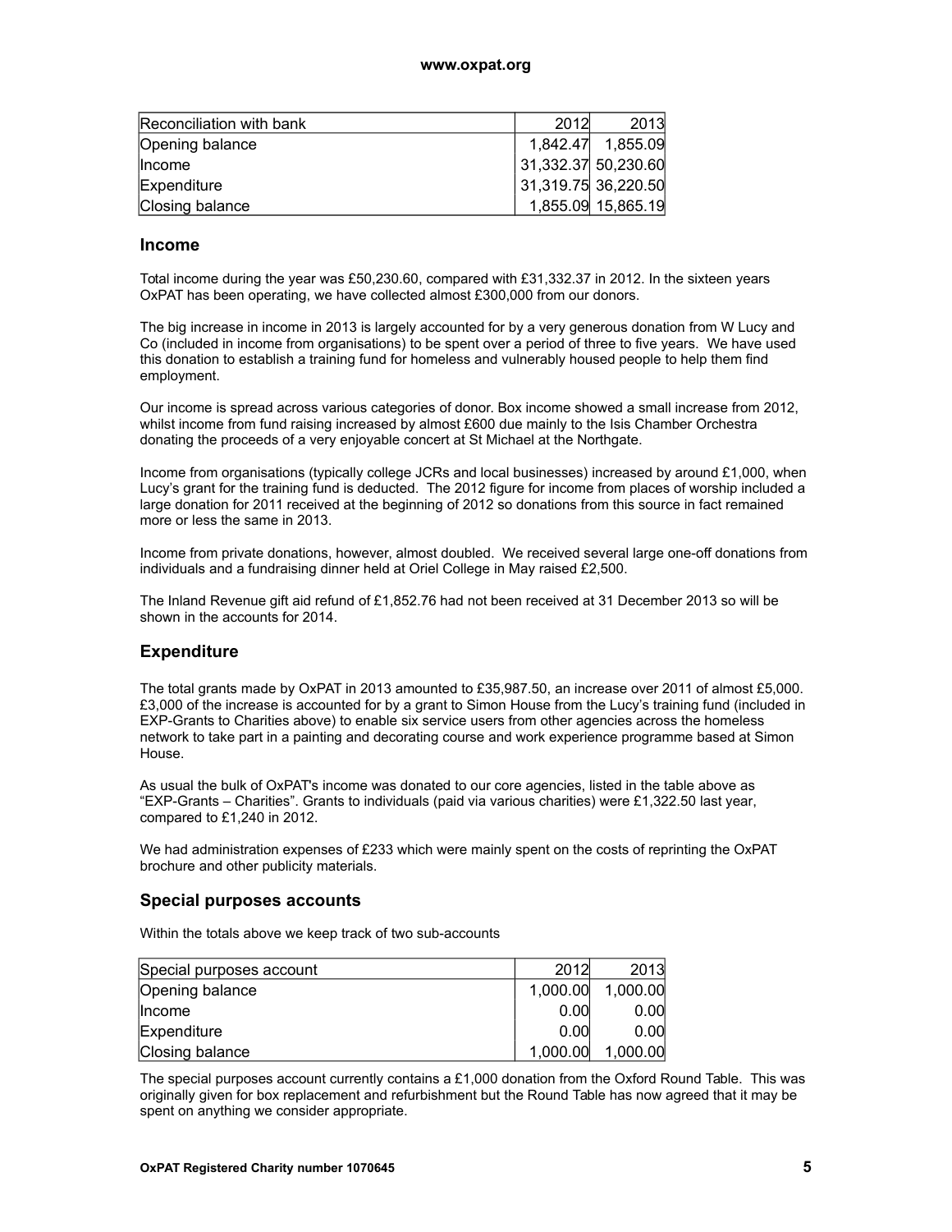| Reconciliation with bank | 2012 | 2013 |
|---|---|---|
| Opening balance | 1,842.47 | 1,855.09 |
| Income | 31,332.37 | 50,230.60 |
| Expenditure | 31,319.75 | 36,220.50 |
| Closing balance | 1,855.09 | 15,865.19 |

## Income

Total income during the year was £50,230.60, compared with £31,332.37 in 2012. In the sixteen years OxPAT has been operating, we have collected almost £300,000 from our donors.

The big increase in income in 2013 is largely accounted for by a very generous donation from W Lucy and Co (included in income from organisations) to be spent over a period of three to five years. We have used this donation to establish a training fund for homeless and vulnerably housed people to help them find employment.

Our income is spread across various categories of donor. Box income showed a small increase from 2012, whilst income from fund raising increased by almost £600 due mainly to the Isis Chamber Orchestra donating the proceeds of a very enjoyable concert at St Michael at the Northgate.

Income from organisations (typically college JCRs and local businesses) increased by around £1,000, when Lucy's grant for the training fund is deducted. The 2012 figure for income from places of worship included a large donation for 2011 received at the beginning of 2012 so donations from this source in fact remained more or less the same in 2013.

Income from private donations, however, almost doubled. We received several large one-off donations from individuals and a fundraising dinner held at Oriel College in May raised £2,500.

The Inland Revenue gift aid refund of £1,852.76 had not been received at 31 December 2013 so will be shown in the accounts for 2014.

## Expenditure

The total grants made by OxPAT in 2013 amounted to £35,987.50, an increase over 2011 of almost £5,000. £3,000 of the increase is accounted for by a grant to Simon House from the Lucy's training fund (included in EXP-Grants to Charities above) to enable six service users from other agencies across the homeless network to take part in a painting and decorating course and work experience programme based at Simon House.

As usual the bulk of OxPAT's income was donated to our core agencies, listed in the table above as "EXP-Grants – Charities". Grants to individuals (paid via various charities) were £1,322.50 last year, compared to £1,240 in 2012.

We had administration expenses of £233 which were mainly spent on the costs of reprinting the OxPAT brochure and other publicity materials.

## Special purposes accounts

Within the totals above we keep track of two sub-accounts

| Special purposes account | 2012 | 2013 |
|---|---|---|
| Opening balance | 1,000.00 | 1,000.00 |
| Income | 0.00 | 0.00 |
| Expenditure | 0.00 | 0.00 |
| Closing balance | 1,000.00 | 1,000.00 |

The special purposes account currently contains a £1,000 donation from the Oxford Round Table. This was originally given for box replacement and refurbishment but the Round Table has now agreed that it may be spent on anything we consider appropriate.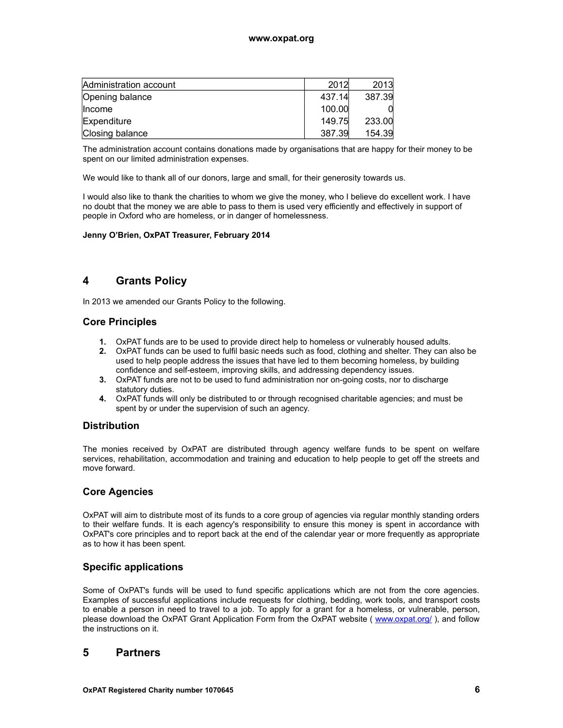| Administration account | 2012 | 2013 |
|---|---|---|
| Opening balance | 437.14 | 387.39 |
| Income | 100.00 | 0 |
| Expenditure | 149.75 | 233.00 |
| Closing balance | 387.39 | 154.39 |

The administration account contains donations made by organisations that are happy for their money to be spent on our limited administration expenses.

We would like to thank all of our donors, large and small, for their generosity towards us.

I would also like to thank the charities to whom we give the money, who I believe do excellent work. I have no doubt that the money we are able to pass to them is used very efficiently and effectively in support of people in Oxford who are homeless, or in danger of homelessness.

**Jenny O'Brien, OxPAT Treasurer, February 2014**

## 4 Grants Policy

In 2013 we amended our Grants Policy to the following.

### Core Principles

1. OxPAT funds are to be used to provide direct help to homeless or vulnerably housed adults.
2. OxPAT funds can be used to fulfil basic needs such as food, clothing and shelter. They can also be used to help people address the issues that have led to them becoming homeless, by building confidence and self-esteem, improving skills, and addressing dependency issues.
3. OxPAT funds are not to be used to fund administration nor on-going costs, nor to discharge statutory duties.
4. OxPAT funds will only be distributed to or through recognised charitable agencies; and must be spent by or under the supervision of such an agency.

### Distribution

The monies received by OxPAT are distributed through agency welfare funds to be spent on welfare services, rehabilitation, accommodation and training and education to help people to get off the streets and move forward.

### Core Agencies

OxPAT will aim to distribute most of its funds to a core group of agencies via regular monthly standing orders to their welfare funds. It is each agency's responsibility to ensure this money is spent in accordance with OxPAT's core principles and to report back at the end of the calendar year or more frequently as appropriate as to how it has been spent.

### Specific applications

Some of OxPAT's funds will be used to fund specific applications which are not from the core agencies. Examples of successful applications include requests for clothing, bedding, work tools, and transport costs to enable a person in need to travel to a job. To apply for a grant for a homeless, or vulnerable, person, please download the OxPAT Grant Application Form from the OxPAT website ( [www.oxpat.org/](http://www.oxpat.org/) ), and follow the instructions on it.

## 5 Partners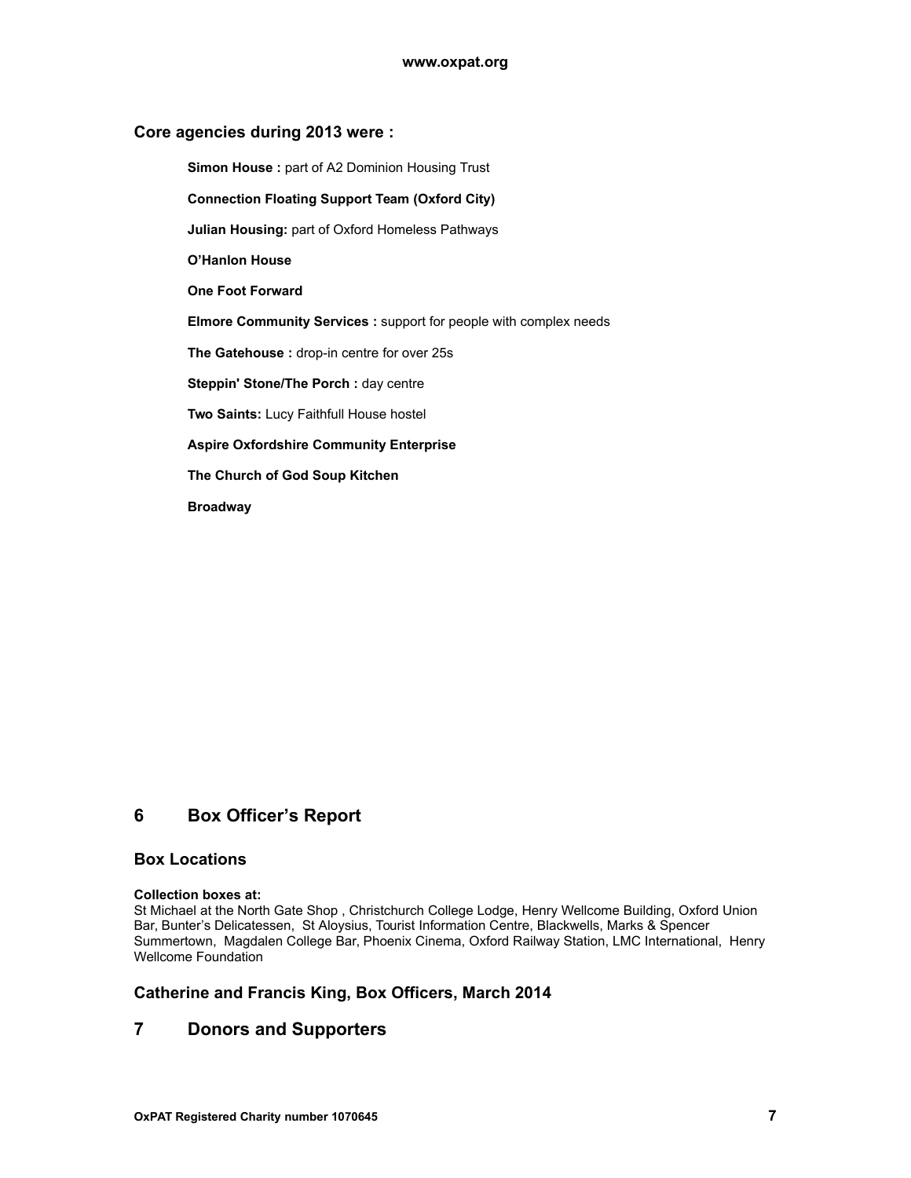### Core agencies during 2013 were :

**Simon House :** part of A2 Dominion Housing Trust

**Connection Floating Support Team (Oxford City)**

**Julian Housing:** part of Oxford Homeless Pathways

**O'Hanlon House**

**One Foot Forward**

**Elmore Community Services :** support for people with complex needs

**The Gatehouse :** drop-in centre for over 25s

**Steppin' Stone/The Porch :** day centre

**Two Saints:** Lucy Faithfull House hostel

**Aspire Oxfordshire Community Enterprise**

**The Church of God Soup Kitchen**

**Broadway**

## 6 Box Officer's Report

### Box Locations

**Collection boxes at:**
St Michael at the North Gate Shop , Christchurch College Lodge, Henry Wellcome Building, Oxford Union Bar, Bunter's Delicatessen, St Aloysius, Tourist Information Centre, Blackwells, Marks & Spencer Summertown, Magdalen College Bar, Phoenix Cinema, Oxford Railway Station, LMC International, Henry Wellcome Foundation

### Catherine and Francis King, Box Officers, March 2014

## 7 Donors and Supporters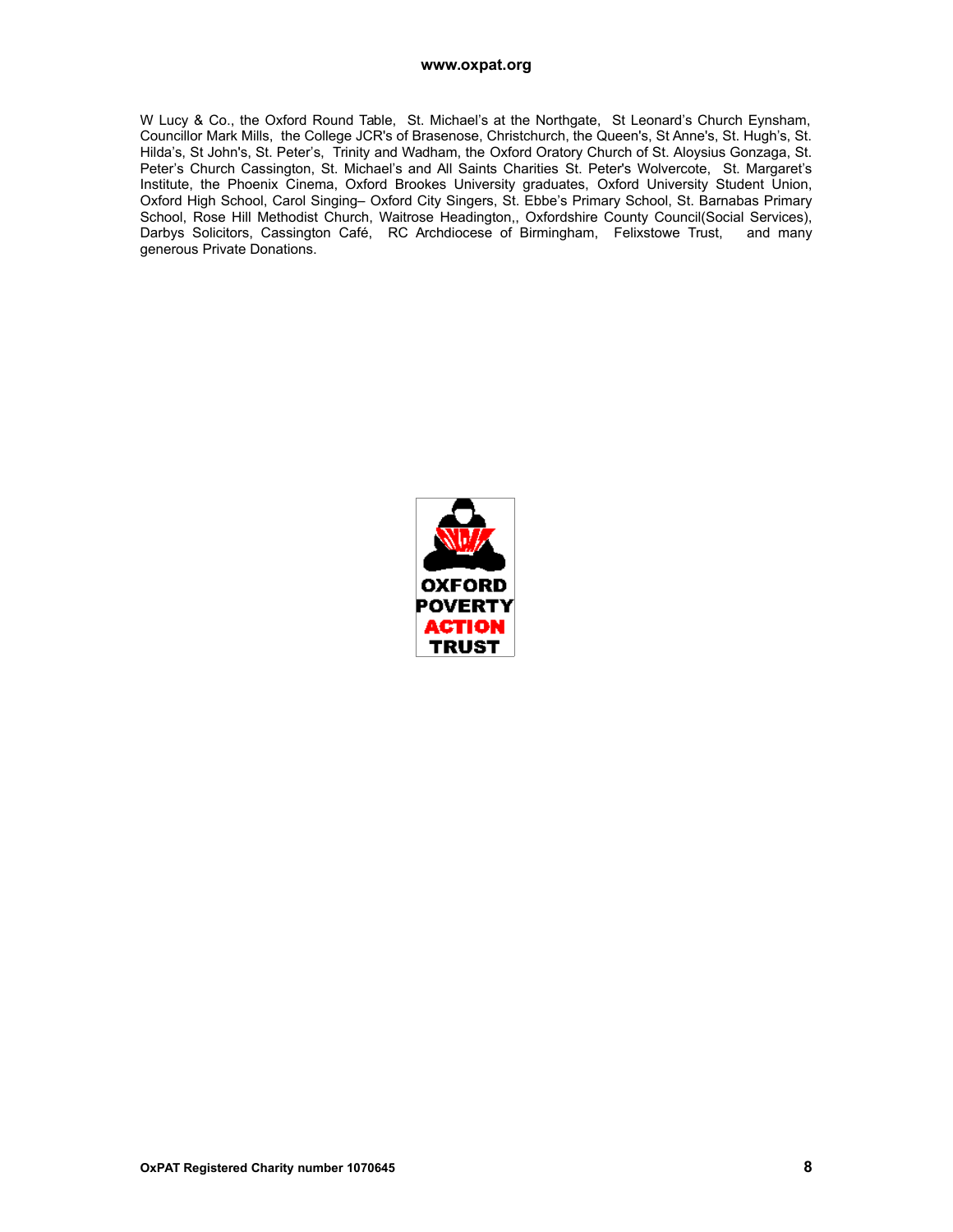W Lucy & Co., the Oxford Round Table, St. Michael's at the Northgate, St Leonard's Church Eynsham, Councillor Mark Mills, the College JCR's of Brasenose, Christchurch, the Queen's, St Anne's, St. Hugh's, St. Hilda's, St John's, St. Peter's, Trinity and Wadham, the Oxford Oratory Church of St. Aloysius Gonzaga, St. Peter's Church Cassington, St. Michael's and All Saints Charities St. Peter's Wolvercote, St. Margaret's Institute, the Phoenix Cinema, Oxford Brookes University graduates, Oxford University Student Union, Oxford High School, Carol Singing– Oxford City Singers, St. Ebbe's Primary School, St. Barnabas Primary School, Rose Hill Methodist Church, Waitrose Headington,, Oxfordshire County Council(Social Services), Darbys Solicitors, Cassington Café, RC Archdiocese of Birmingham, Felixstowe Trust, and many generous Private Donations.

OXFORD
POVERTY
ACTION
TRUST

OxPAT Registered Charity number 1070645